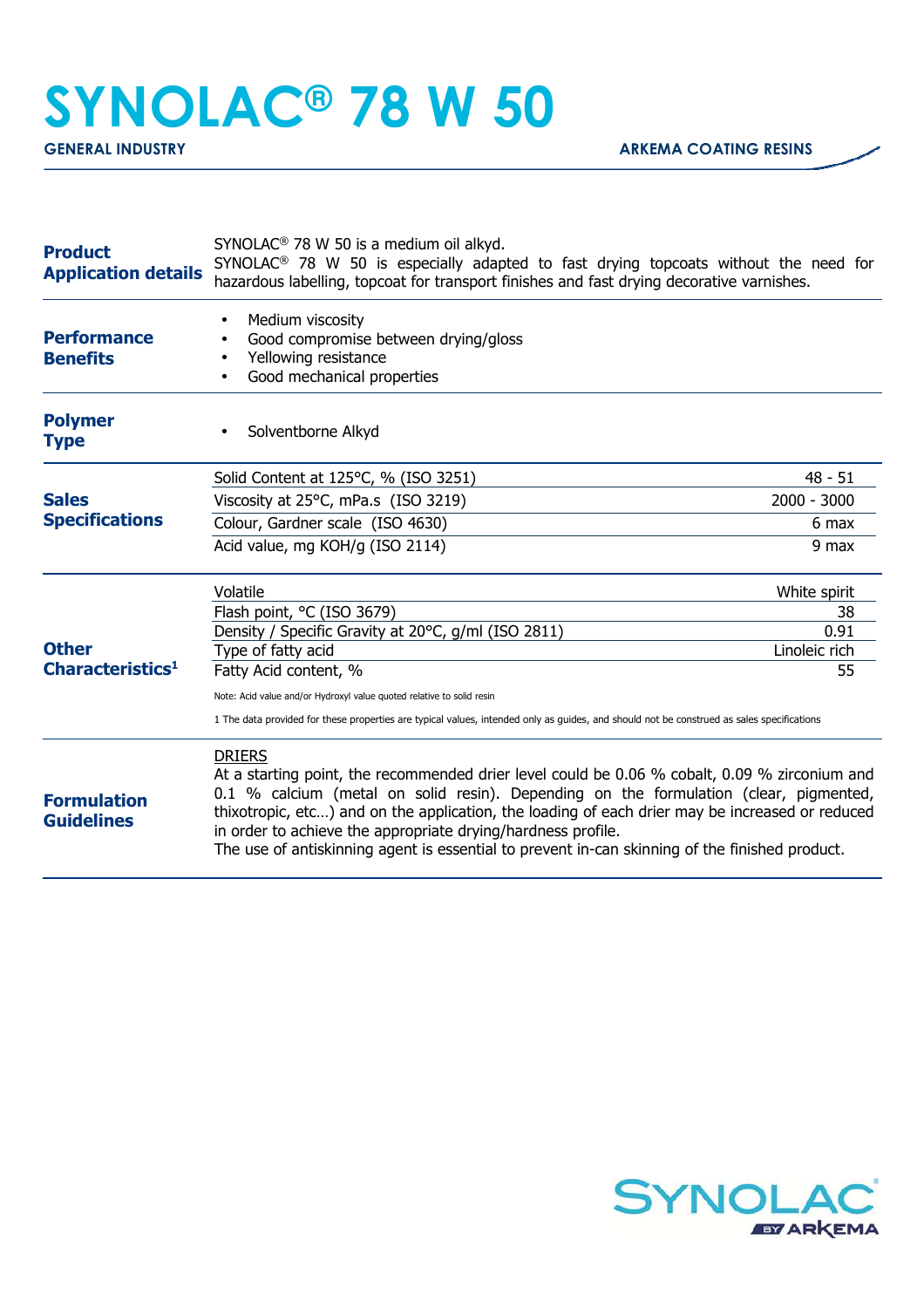# SYNOLAC® 78 W 50

**GENERAL INDUSTRY** | **ARKEMA COATING RESINS**

## Product Application details

SYNOLAC® 78 W 50 is a medium oil alkyd.
SYNOLAC® 78 W 50 is especially adapted to fast drying topcoats without the need for hazardous labelling, topcoat for transport finishes and fast drying decorative varnishes.

## Performance Benefits

- Medium viscosity
- Good compromise between drying/gloss
- Yellowing resistance
- Good mechanical properties

## Polymer Type

- Solventborne Alkyd

## Sales Specifications

| Property | Value |
|---|---|
| Solid Content at 125°C, % (ISO 3251) | 48 - 51 |
| Viscosity at 25°C, mPa.s (ISO 3219) | 2000 - 3000 |
| Colour, Gardner scale (ISO 4630) | 6 max |
| Acid value, mg KOH/g (ISO 2114) | 9 max |

## Other Characteristics[1]

| Property | Value |
|---|---|
| Volatile | White spirit |
| Flash point, °C (ISO 3679) | 38 |
| Density / Specific Gravity at 20°C, g/ml (ISO 2811) | 0.91 |
| Type of fatty acid | Linoleic rich |
| Fatty Acid content, % | 55 |

Note: Acid value and/or Hydroxyl value quoted relative to solid resin

1 The data provided for these properties are typical values, intended only as guides, and should not be construed as sales specifications

## Formulation Guidelines

DRIERS

At a starting point, the recommended drier level could be 0.06 % cobalt, 0.09 % zirconium and 0.1 % calcium (metal on solid resin). Depending on the formulation (clear, pigmented, thixotropic, etc…) and on the application, the loading of each drier may be increased or reduced in order to achieve the appropriate drying/hardness profile.
The use of antiskinning agent is essential to prevent in-can skinning of the finished product.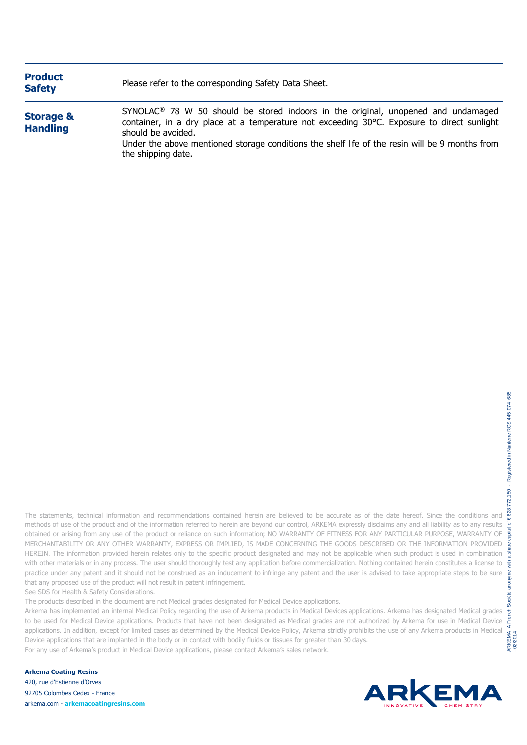| | |
|---|---|
| **Product Safety** | Please refer to the corresponding Safety Data Sheet. |
| **Storage & Handling** | SYNOLAC® 78 W 50 should be stored indoors in the original, unopened and undamaged container, in a dry place at a temperature not exceeding 30°C. Exposure to direct sunlight should be avoided.<br>Under the above mentioned storage conditions the shelf life of the resin will be 9 months from the shipping date. |

The statements, technical information and recommendations contained herein are believed to be accurate as of the date hereof. Since the conditions and methods of use of the product and of the information referred to herein are beyond our control, ARKEMA expressly disclaims any and all liability as to any results obtained or arising from any use of the product or reliance on such information; NO WARRANTY OF FITNESS FOR ANY PARTICULAR PURPOSE, WARRANTY OF MERCHANTABILITY OR ANY OTHER WARRANTY, EXPRESS OR IMPLIED, IS MADE CONCERNING THE GOODS DESCRIBED OR THE INFORMATION PROVIDED HEREIN. The information provided herein relates only to the specific product designated and may not be applicable when such product is used in combination with other materials or in any process. The user should thoroughly test any application before commercialization. Nothing contained herein constitutes a license to practice under any patent and it should not be construed as an inducement to infringe any patent and the user is advised to take appropriate steps to be sure that any proposed use of the product will not result in patent infringement.
See SDS for Health & Safety Considerations.

The products described in the document are not Medical grades designated for Medical Device applications.

Arkema has implemented an internal Medical Policy regarding the use of Arkema products in Medical Devices applications. Arkema has designated Medical grades to be used for Medical Device applications. Products that have not been designated as Medical grades are not authorized by Arkema for use in Medical Device applications. In addition, except for limited cases as determined by the Medical Device Policy, Arkema strictly prohibits the use of any Arkema products in Medical Device applications that are implanted in the body or in contact with bodily fluids or tissues for greater than 30 days.
For any use of Arkema's product in Medical Device applications, please contact Arkema's sales network.

**Arkema Coating Resins**
420, rue d'Estienne d'Orves
92705 Colombes Cedex - France
arkema.com - **arkemacoatingresins.com**

ARKEMA A French Société anonyme with a share capital of € 628.772.150 - Registered in Nanterre RCS 445 074 685 - 02/2014